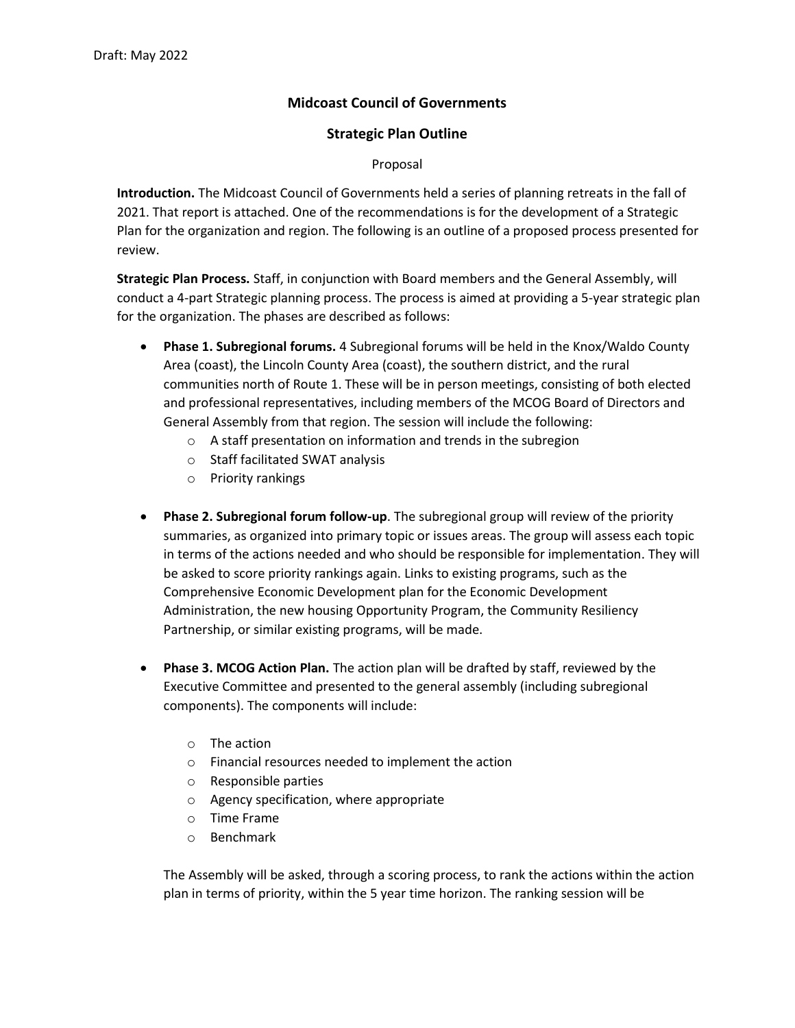Draft: May 2022

**Midcoast Council of Governments**

**Strategic Plan Outline**

Proposal

**Introduction.** The Midcoast Council of Governments held a series of planning retreats in the fall of 2021. That report is attached. One of the recommendations is for the development of a Strategic Plan for the organization and region. The following is an outline of a proposed process presented for review.

**Strategic Plan Process.** Staff, in conjunction with Board members and the General Assembly, will conduct a 4-part Strategic planning process. The process is aimed at providing a 5-year strategic plan for the organization. The phases are described as follows:

- **Phase 1. Subregional forums.** 4 Subregional forums will be held in the Knox/Waldo County Area (coast), the Lincoln County Area (coast), the southern district, and the rural communities north of Route 1. These will be in person meetings, consisting of both elected and professional representatives, including members of the MCOG Board of Directors and General Assembly from that region. The session will include the following:
  - A staff presentation on information and trends in the subregion
  - Staff facilitated SWAT analysis
  - Priority rankings

- **Phase 2. Subregional forum follow-up**. The subregional group will review of the priority summaries, as organized into primary topic or issues areas. The group will assess each topic in terms of the actions needed and who should be responsible for implementation. They will be asked to score priority rankings again. Links to existing programs, such as the Comprehensive Economic Development plan for the Economic Development Administration, the new housing Opportunity Program, the Community Resiliency Partnership, or similar existing programs, will be made.

- **Phase 3. MCOG Action Plan.** The action plan will be drafted by staff, reviewed by the Executive Committee and presented to the general assembly (including subregional components). The components will include:
  - The action
  - Financial resources needed to implement the action
  - Responsible parties
  - Agency specification, where appropriate
  - Time Frame
  - Benchmark

  The Assembly will be asked, through a scoring process, to rank the actions within the action plan in terms of priority, within the 5 year time horizon. The ranking session will be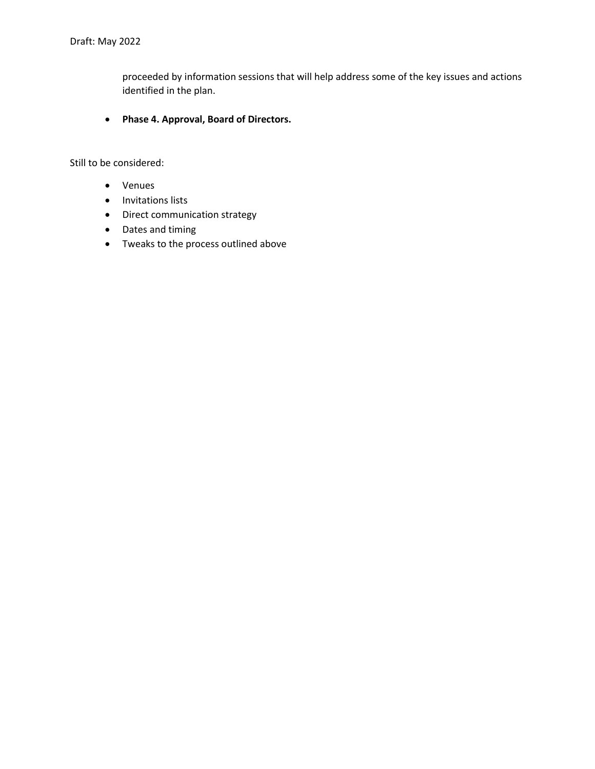proceeded by information sessions that will help address some of the key issues and actions identified in the plan.

- **Phase 4. Approval, Board of Directors.**

Still to be considered:

- Venues
- Invitations lists
- Direct communication strategy
- Dates and timing
- Tweaks to the process outlined above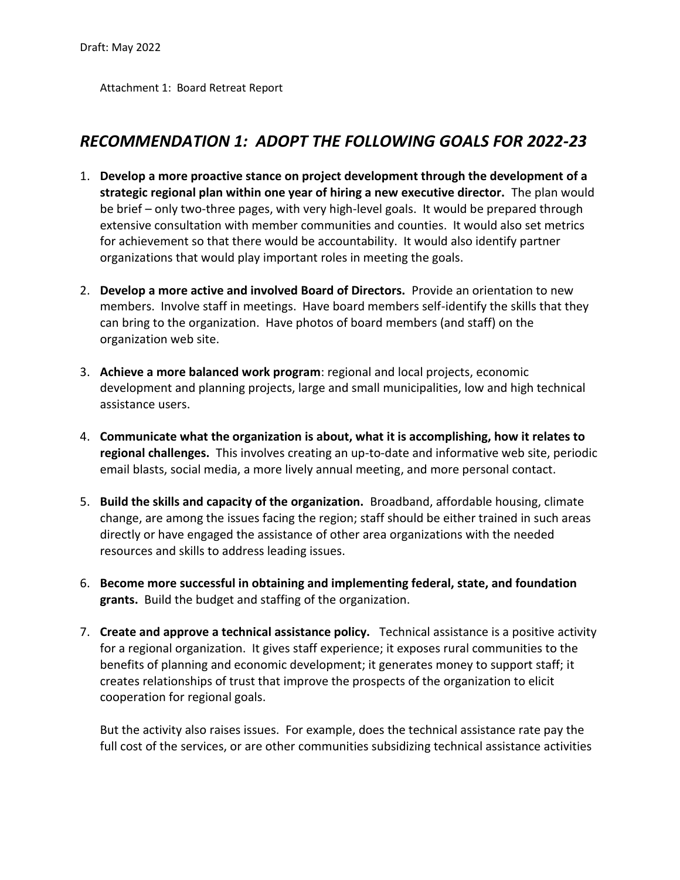Draft: May 2022

Attachment 1: Board Retreat Report

## *RECOMMENDATION 1: ADOPT THE FOLLOWING GOALS FOR 2022-23*

1. **Develop a more proactive stance on project development through the development of a strategic regional plan within one year of hiring a new executive director.** The plan would be brief – only two-three pages, with very high-level goals. It would be prepared through extensive consultation with member communities and counties. It would also set metrics for achievement so that there would be accountability. It would also identify partner organizations that would play important roles in meeting the goals.

2. **Develop a more active and involved Board of Directors.** Provide an orientation to new members. Involve staff in meetings. Have board members self-identify the skills that they can bring to the organization. Have photos of board members (and staff) on the organization web site.

3. **Achieve a more balanced work program**: regional and local projects, economic development and planning projects, large and small municipalities, low and high technical assistance users.

4. **Communicate what the organization is about, what it is accomplishing, how it relates to regional challenges.** This involves creating an up-to-date and informative web site, periodic email blasts, social media, a more lively annual meeting, and more personal contact.

5. **Build the skills and capacity of the organization.** Broadband, affordable housing, climate change, are among the issues facing the region; staff should be either trained in such areas directly or have engaged the assistance of other area organizations with the needed resources and skills to address leading issues.

6. **Become more successful in obtaining and implementing federal, state, and foundation grants.** Build the budget and staffing of the organization.

7. **Create and approve a technical assistance policy.** Technical assistance is a positive activity for a regional organization. It gives staff experience; it exposes rural communities to the benefits of planning and economic development; it generates money to support staff; it creates relationships of trust that improve the prospects of the organization to elicit cooperation for regional goals.

   But the activity also raises issues. For example, does the technical assistance rate pay the full cost of the services, or are other communities subsidizing technical assistance activities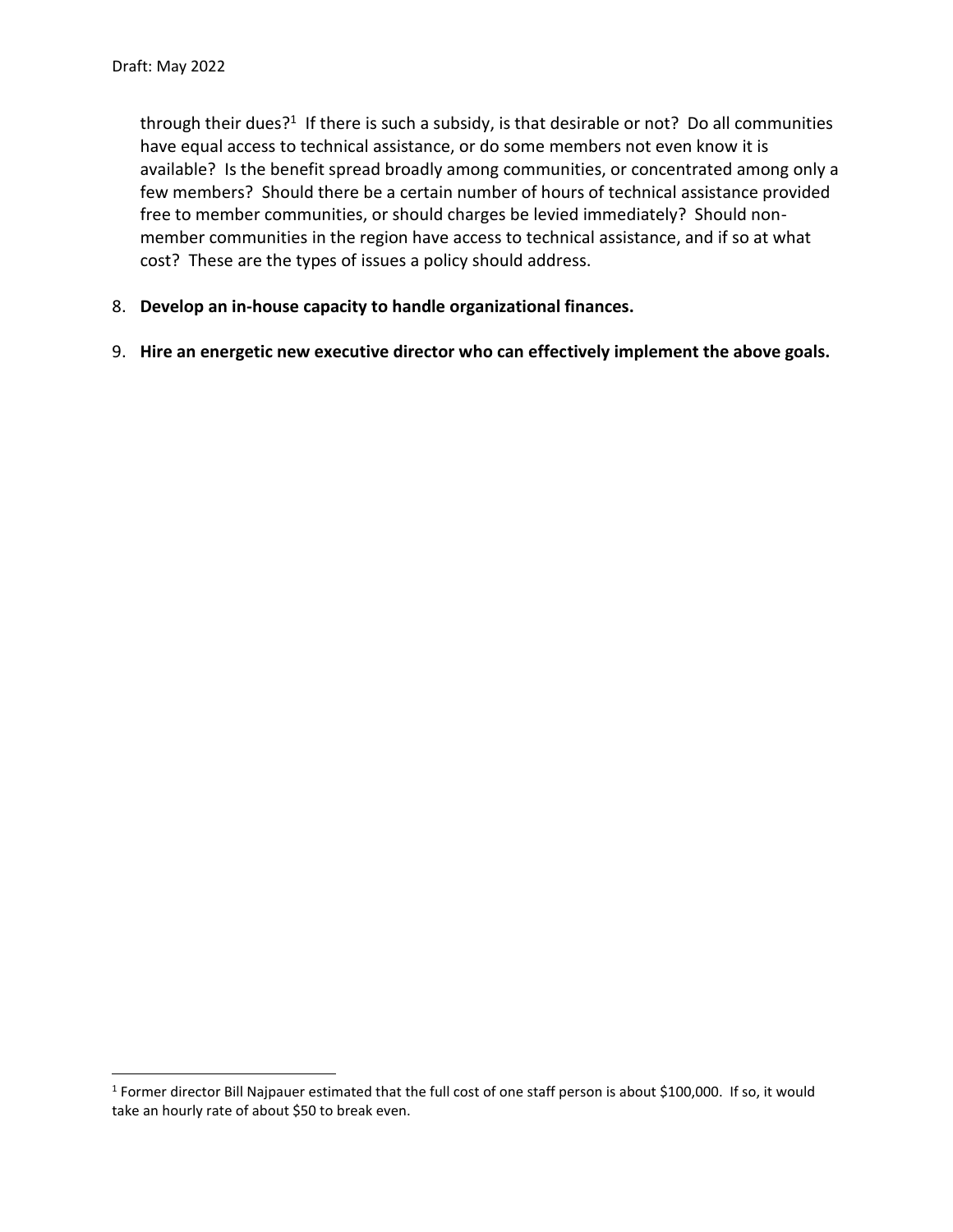through their dues?[1] If there is such a subsidy, is that desirable or not? Do all communities have equal access to technical assistance, or do some members not even know it is available? Is the benefit spread broadly among communities, or concentrated among only a few members? Should there be a certain number of hours of technical assistance provided free to member communities, or should charges be levied immediately? Should non-member communities in the region have access to technical assistance, and if so at what cost? These are the types of issues a policy should address.

8. **Develop an in-house capacity to handle organizational finances.**

9. **Hire an energetic new executive director who can effectively implement the above goals.**

[1] Former director Bill Najpauer estimated that the full cost of one staff person is about $100,000. If so, it would take an hourly rate of about $50 to break even.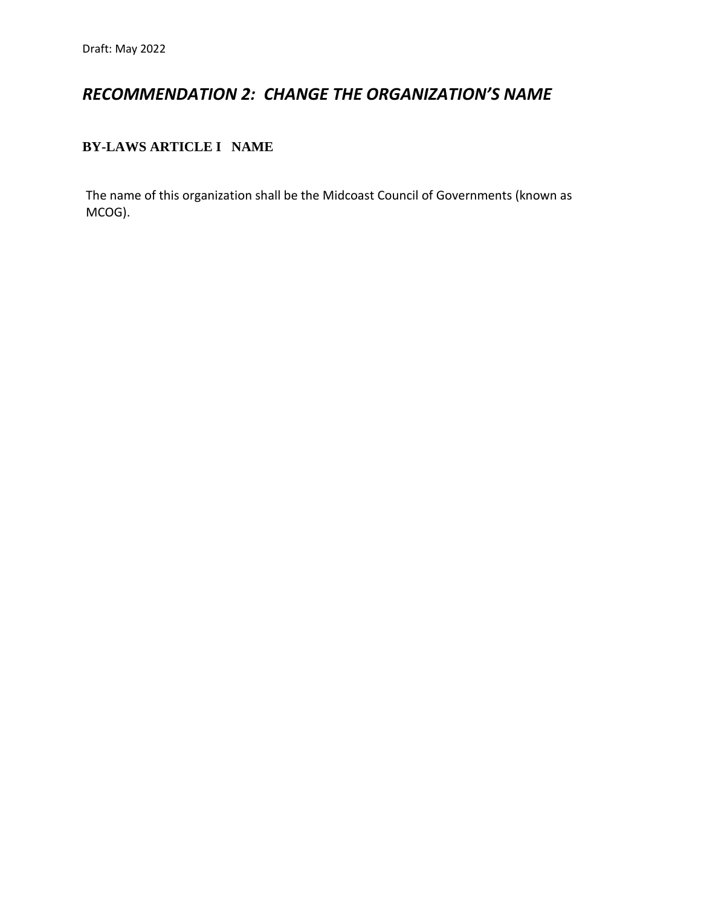Draft: May 2022

## *RECOMMENDATION 2: CHANGE THE ORGANIZATION'S NAME*

### BY-LAWS ARTICLE I NAME

The name of this organization shall be the Midcoast Council of Governments (known as MCOG).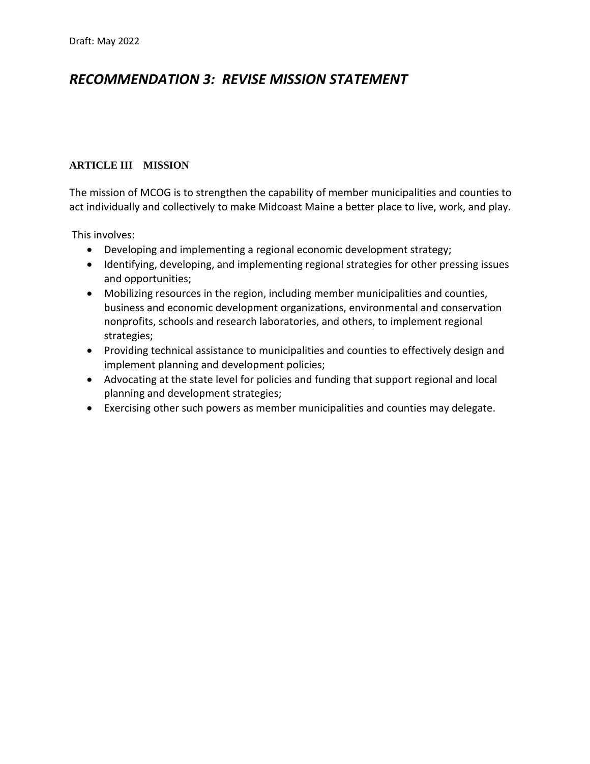Draft: May 2022

# *RECOMMENDATION 3: REVISE MISSION STATEMENT*

**ARTICLE III MISSION**

The mission of MCOG is to strengthen the capability of member municipalities and counties to act individually and collectively to make Midcoast Maine a better place to live, work, and play.

This involves:

- Developing and implementing a regional economic development strategy;
- Identifying, developing, and implementing regional strategies for other pressing issues and opportunities;
- Mobilizing resources in the region, including member municipalities and counties, business and economic development organizations, environmental and conservation nonprofits, schools and research laboratories, and others, to implement regional strategies;
- Providing technical assistance to municipalities and counties to effectively design and implement planning and development policies;
- Advocating at the state level for policies and funding that support regional and local planning and development strategies;
- Exercising other such powers as member municipalities and counties may delegate.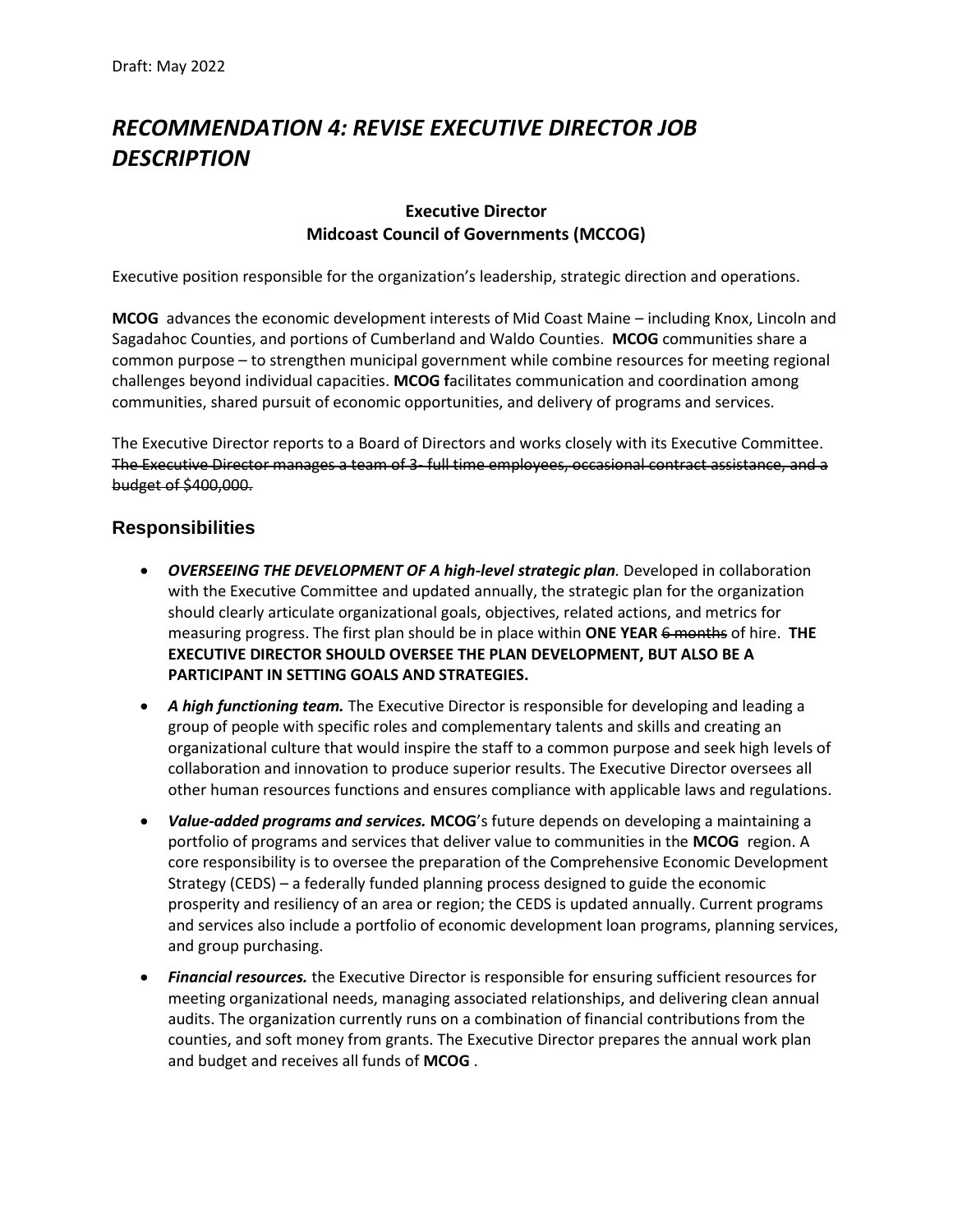Draft: May 2022

# *RECOMMENDATION 4: REVISE EXECUTIVE DIRECTOR JOB DESCRIPTION*

**Executive Director**
**Midcoast Council of Governments (MCCOG)**

Executive position responsible for the organization's leadership, strategic direction and operations.

**MCOG** advances the economic development interests of Mid Coast Maine – including Knox, Lincoln and Sagadahoc Counties, and portions of Cumberland and Waldo Counties. **MCOG** communities share a common purpose – to strengthen municipal government while combine resources for meeting regional challenges beyond individual capacities. **MCOG f**acilitates communication and coordination among communities, shared pursuit of economic opportunities, and delivery of programs and services.

The Executive Director reports to a Board of Directors and works closely with its Executive Committee. ~~The Executive Director manages a team of 3- full time employees, occasional contract assistance, and a budget of $400,000.~~

## Responsibilities

- ***OVERSEEING THE DEVELOPMENT OF A high-level strategic plan.*** Developed in collaboration with the Executive Committee and updated annually, the strategic plan for the organization should clearly articulate organizational goals, objectives, related actions, and metrics for measuring progress. The first plan should be in place within **ONE YEAR** ~~6 months~~ of hire. **THE EXECUTIVE DIRECTOR SHOULD OVERSEE THE PLAN DEVELOPMENT, BUT ALSO BE A PARTICIPANT IN SETTING GOALS AND STRATEGIES.**
- ***A high functioning team.*** The Executive Director is responsible for developing and leading a group of people with specific roles and complementary talents and skills and creating an organizational culture that would inspire the staff to a common purpose and seek high levels of collaboration and innovation to produce superior results. The Executive Director oversees all other human resources functions and ensures compliance with applicable laws and regulations.
- ***Value-added programs and services.*** **MCOG**'s future depends on developing a maintaining a portfolio of programs and services that deliver value to communities in the **MCOG** region. A core responsibility is to oversee the preparation of the Comprehensive Economic Development Strategy (CEDS) – a federally funded planning process designed to guide the economic prosperity and resiliency of an area or region; the CEDS is updated annually. Current programs and services also include a portfolio of economic development loan programs, planning services, and group purchasing.
- ***Financial resources.*** the Executive Director is responsible for ensuring sufficient resources for meeting organizational needs, managing associated relationships, and delivering clean annual audits. The organization currently runs on a combination of financial contributions from the counties, and soft money from grants. The Executive Director prepares the annual work plan and budget and receives all funds of **MCOG** .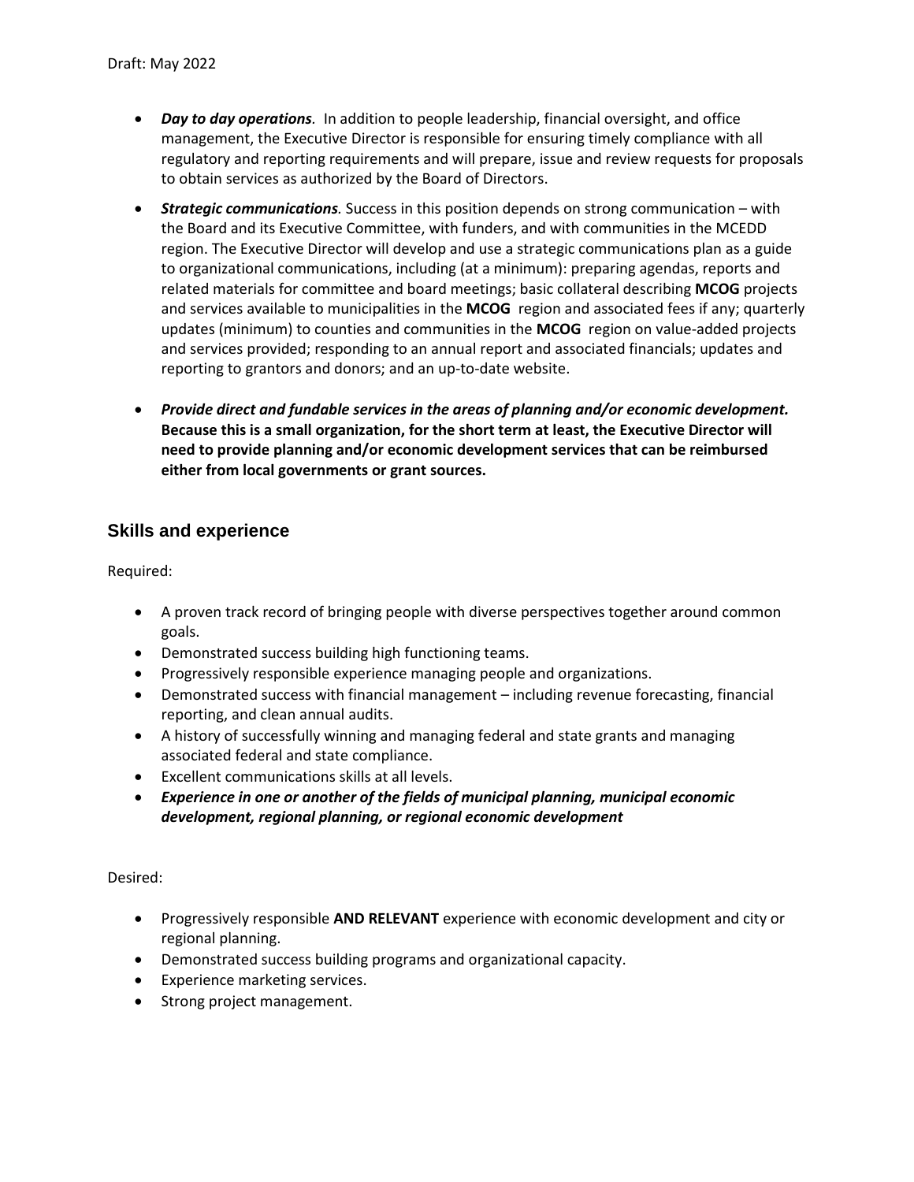Draft: May 2022

- ***Day to day operations***. In addition to people leadership, financial oversight, and office management, the Executive Director is responsible for ensuring timely compliance with all regulatory and reporting requirements and will prepare, issue and review requests for proposals to obtain services as authorized by the Board of Directors.
- ***Strategic communications***. Success in this position depends on strong communication – with the Board and its Executive Committee, with funders, and with communities in the MCEDD region. The Executive Director will develop and use a strategic communications plan as a guide to organizational communications, including (at a minimum): preparing agendas, reports and related materials for committee and board meetings; basic collateral describing **MCOG** projects and services available to municipalities in the **MCOG** region and associated fees if any; quarterly updates (minimum) to counties and communities in the **MCOG** region on value-added projects and services provided; responding to an annual report and associated financials; updates and reporting to grantors and donors; and an up-to-date website.
- ***Provide direct and fundable services in the areas of planning and/or economic development.*** **Because this is a small organization, for the short term at least, the Executive Director will need to provide planning and/or economic development services that can be reimbursed either from local governments or grant sources.**

## Skills and experience

Required:

- A proven track record of bringing people with diverse perspectives together around common goals.
- Demonstrated success building high functioning teams.
- Progressively responsible experience managing people and organizations.
- Demonstrated success with financial management – including revenue forecasting, financial reporting, and clean annual audits.
- A history of successfully winning and managing federal and state grants and managing associated federal and state compliance.
- Excellent communications skills at all levels.
- ***Experience in one or another of the fields of municipal planning, municipal economic development, regional planning, or regional economic development***

Desired:

- Progressively responsible **AND RELEVANT** experience with economic development and city or regional planning.
- Demonstrated success building programs and organizational capacity.
- Experience marketing services.
- Strong project management.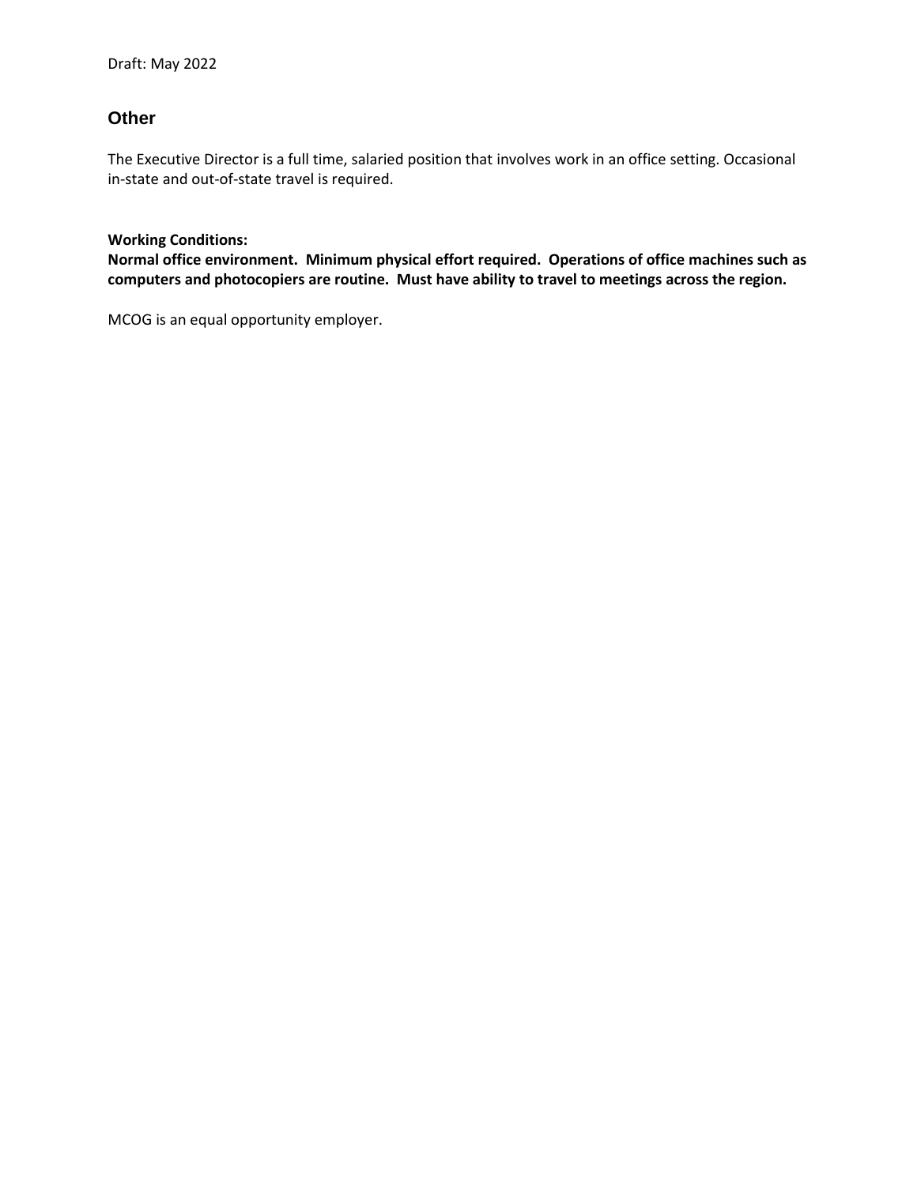Draft: May 2022

## Other

The Executive Director is a full time, salaried position that involves work in an office setting. Occasional in-state and out-of-state travel is required.

**Working Conditions:**
**Normal office environment. Minimum physical effort required. Operations of office machines such as computers and photocopiers are routine. Must have ability to travel to meetings across the region.**

MCOG is an equal opportunity employer.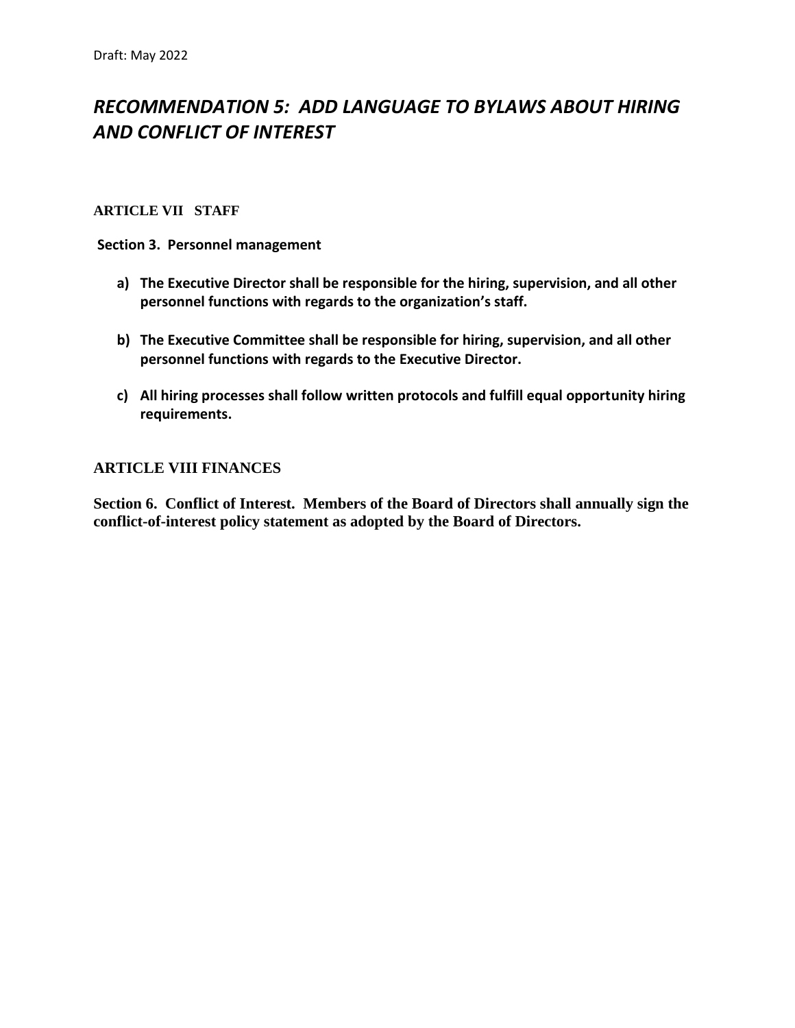Draft: May 2022

# *RECOMMENDATION 5: ADD LANGUAGE TO BYLAWS ABOUT HIRING AND CONFLICT OF INTEREST*

## ARTICLE VII STAFF

**Section 3. Personnel management**

**a) The Executive Director shall be responsible for the hiring, supervision, and all other personnel functions with regards to the organization's staff.**

**b) The Executive Committee shall be responsible for hiring, supervision, and all other personnel functions with regards to the Executive Director.**

**c) All hiring processes shall follow written protocols and fulfill equal opportunity hiring requirements.**

## ARTICLE VIII FINANCES

**Section 6. Conflict of Interest. Members of the Board of Directors shall annually sign the conflict-of-interest policy statement as adopted by the Board of Directors.**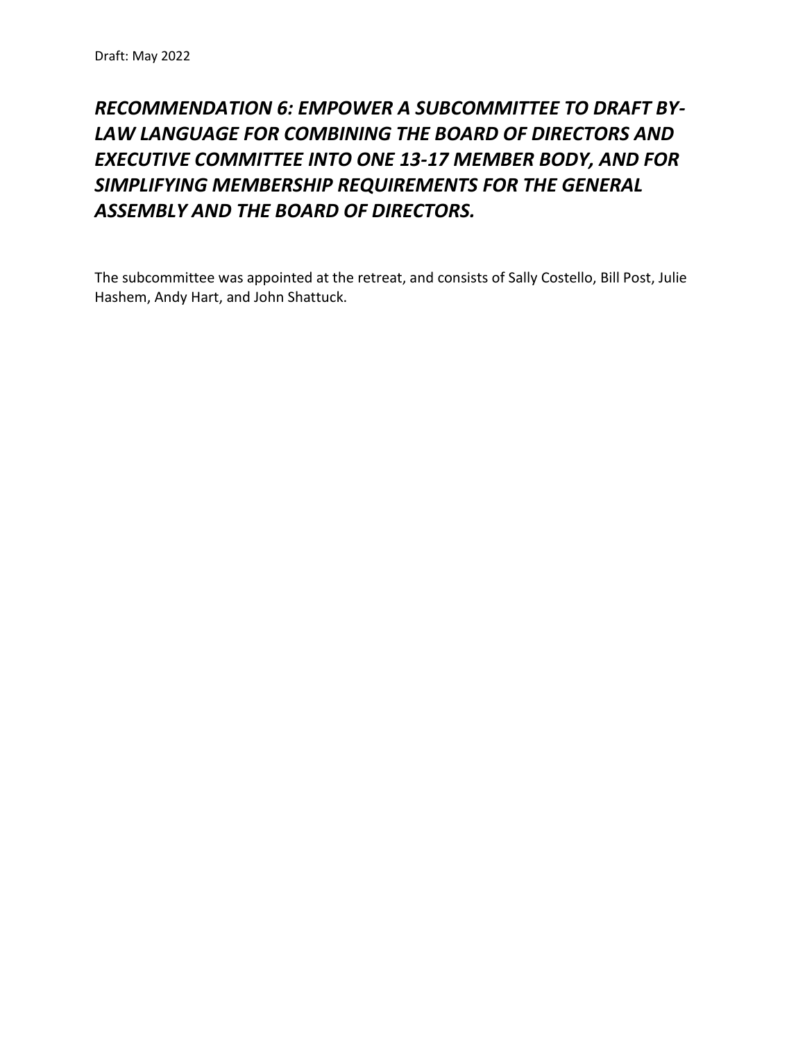Draft: May 2022

## *RECOMMENDATION 6: EMPOWER A SUBCOMMITTEE TO DRAFT BY-LAW LANGUAGE FOR COMBINING THE BOARD OF DIRECTORS AND EXECUTIVE COMMITTEE INTO ONE 13-17 MEMBER BODY, AND FOR SIMPLIFYING MEMBERSHIP REQUIREMENTS FOR THE GENERAL ASSEMBLY AND THE BOARD OF DIRECTORS.*

The subcommittee was appointed at the retreat, and consists of Sally Costello, Bill Post, Julie Hashem, Andy Hart, and John Shattuck.